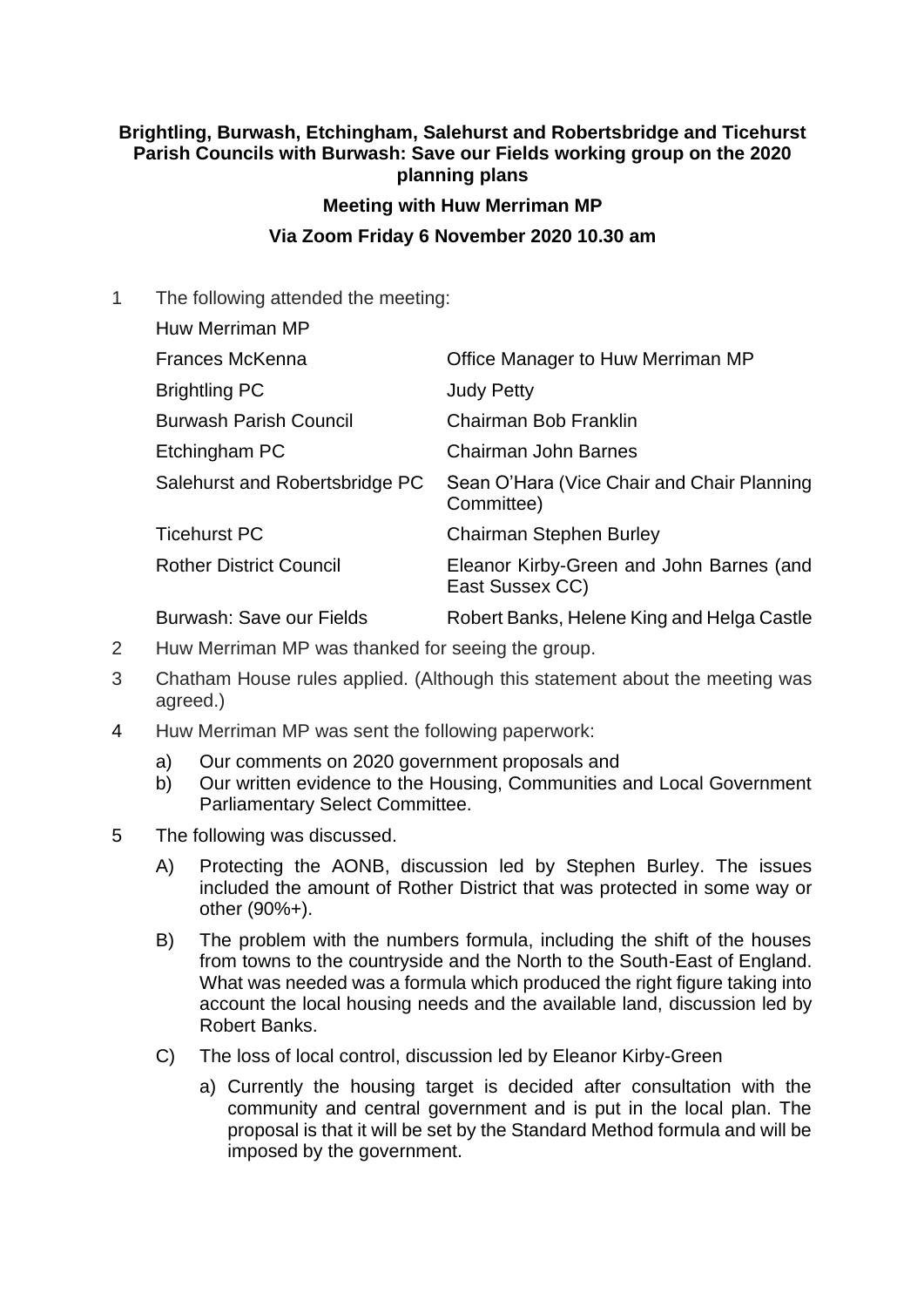**Brightling, Burwash, Etchingham, Salehurst and Robertsbridge and Ticehurst Parish Councils with Burwash: Save our Fields working group on the 2020 planning plans**

**Meeting with Huw Merriman MP**

**Via Zoom Friday 6 November 2020 10.30 am**

1 The following attended the meeting:

| | |
|---|---|
| Huw Merriman MP | |
| Frances McKenna | Office Manager to Huw Merriman MP |
| Brightling PC | Judy Petty |
| Burwash Parish Council | Chairman Bob Franklin |
| Etchingham PC | Chairman John Barnes |
| Salehurst and Robertsbridge PC | Sean O'Hara (Vice Chair and Chair Planning Committee) |
| Ticehurst PC | Chairman Stephen Burley |
| Rother District Council | Eleanor Kirby-Green and John Barnes (and East Sussex CC) |
| Burwash: Save our Fields | Robert Banks, Helene King and Helga Castle |

2 Huw Merriman MP was thanked for seeing the group.

3 Chatham House rules applied. (Although this statement about the meeting was agreed.)

4 Huw Merriman MP was sent the following paperwork:

   a) Our comments on 2020 government proposals and
   b) Our written evidence to the Housing, Communities and Local Government Parliamentary Select Committee.

5 The following was discussed.

   A) Protecting the AONB, discussion led by Stephen Burley. The issues included the amount of Rother District that was protected in some way or other (90%+).

   B) The problem with the numbers formula, including the shift of the houses from towns to the countryside and the North to the South-East of England. What was needed was a formula which produced the right figure taking into account the local housing needs and the available land, discussion led by Robert Banks.

   C) The loss of local control, discussion led by Eleanor Kirby-Green

      a) Currently the housing target is decided after consultation with the community and central government and is put in the local plan. The proposal is that it will be set by the Standard Method formula and will be imposed by the government.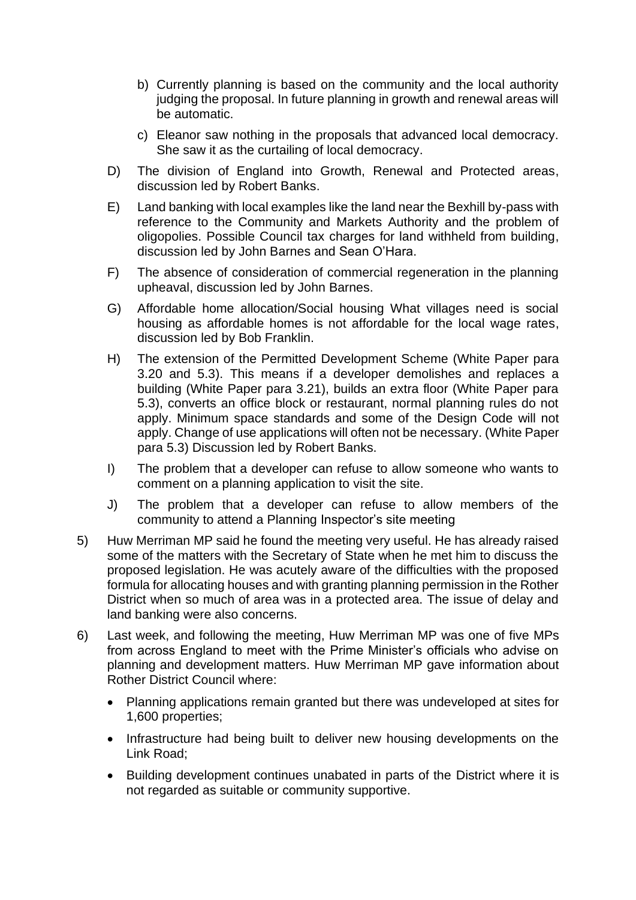b) Currently planning is based on the community and the local authority judging the proposal. In future planning in growth and renewal areas will be automatic.

c) Eleanor saw nothing in the proposals that advanced local democracy. She saw it as the curtailing of local democracy.

D) The division of England into Growth, Renewal and Protected areas, discussion led by Robert Banks.

E) Land banking with local examples like the land near the Bexhill by-pass with reference to the Community and Markets Authority and the problem of oligopolies. Possible Council tax charges for land withheld from building, discussion led by John Barnes and Sean O'Hara.

F) The absence of consideration of commercial regeneration in the planning upheaval, discussion led by John Barnes.

G) Affordable home allocation/Social housing What villages need is social housing as affordable homes is not affordable for the local wage rates, discussion led by Bob Franklin.

H) The extension of the Permitted Development Scheme (White Paper para 3.20 and 5.3). This means if a developer demolishes and replaces a building (White Paper para 3.21), builds an extra floor (White Paper para 5.3), converts an office block or restaurant, normal planning rules do not apply. Minimum space standards and some of the Design Code will not apply. Change of use applications will often not be necessary. (White Paper para 5.3) Discussion led by Robert Banks.

I) The problem that a developer can refuse to allow someone who wants to comment on a planning application to visit the site.

J) The problem that a developer can refuse to allow members of the community to attend a Planning Inspector's site meeting

5) Huw Merriman MP said he found the meeting very useful. He has already raised some of the matters with the Secretary of State when he met him to discuss the proposed legislation. He was acutely aware of the difficulties with the proposed formula for allocating houses and with granting planning permission in the Rother District when so much of area was in a protected area. The issue of delay and land banking were also concerns.

6) Last week, and following the meeting, Huw Merriman MP was one of five MPs from across England to meet with the Prime Minister's officials who advise on planning and development matters. Huw Merriman MP gave information about Rother District Council where:

- Planning applications remain granted but there was undeveloped at sites for 1,600 properties;
- Infrastructure had being built to deliver new housing developments on the Link Road;
- Building development continues unabated in parts of the District where it is not regarded as suitable or community supportive.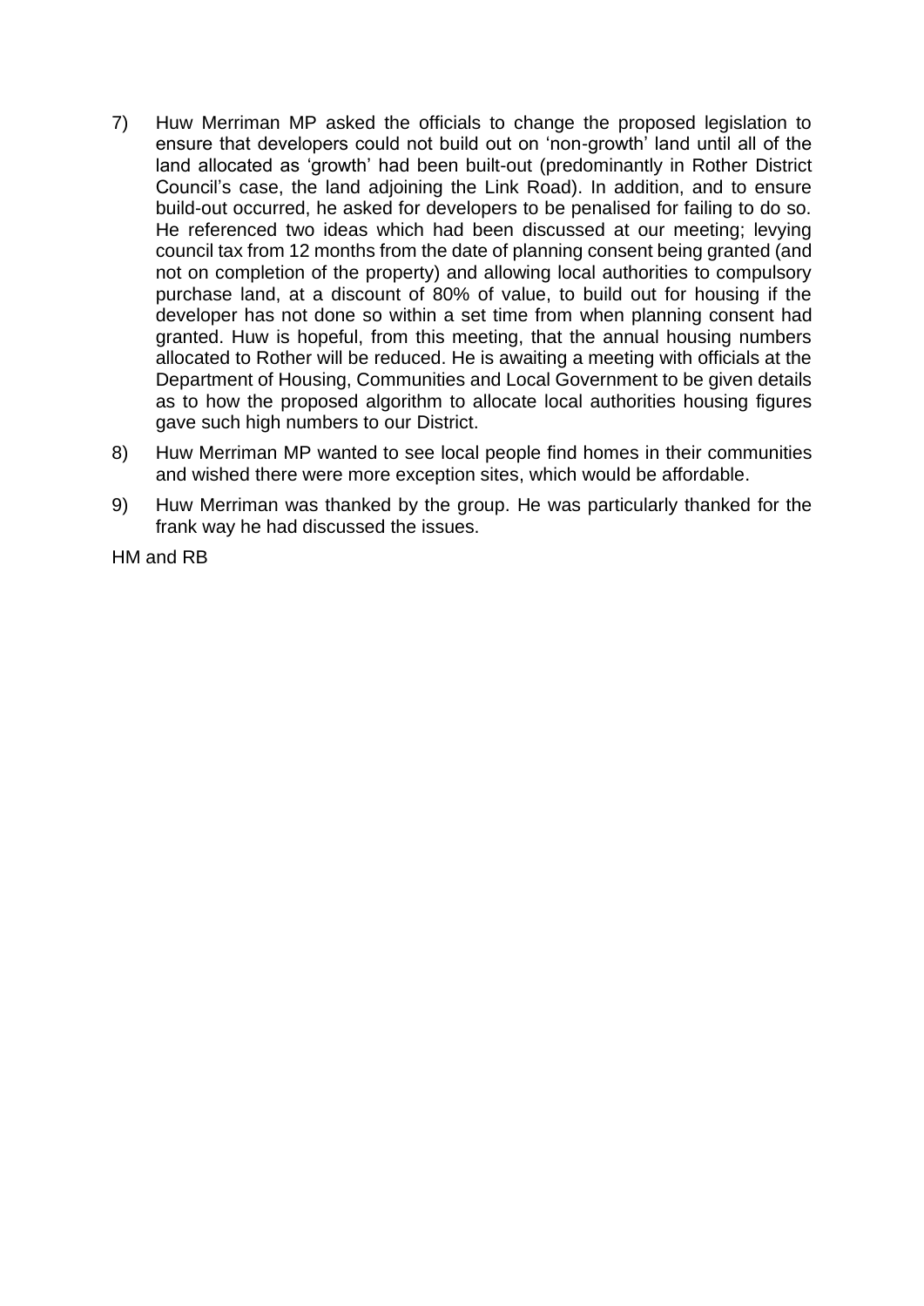7) Huw Merriman MP asked the officials to change the proposed legislation to ensure that developers could not build out on 'non-growth' land until all of the land allocated as 'growth' had been built-out (predominantly in Rother District Council's case, the land adjoining the Link Road). In addition, and to ensure build-out occurred, he asked for developers to be penalised for failing to do so. He referenced two ideas which had been discussed at our meeting; levying council tax from 12 months from the date of planning consent being granted (and not on completion of the property) and allowing local authorities to compulsory purchase land, at a discount of 80% of value, to build out for housing if the developer has not done so within a set time from when planning consent had granted. Huw is hopeful, from this meeting, that the annual housing numbers allocated to Rother will be reduced. He is awaiting a meeting with officials at the Department of Housing, Communities and Local Government to be given details as to how the proposed algorithm to allocate local authorities housing figures gave such high numbers to our District.

8) Huw Merriman MP wanted to see local people find homes in their communities and wished there were more exception sites, which would be affordable.

9) Huw Merriman was thanked by the group. He was particularly thanked for the frank way he had discussed the issues.

HM and RB